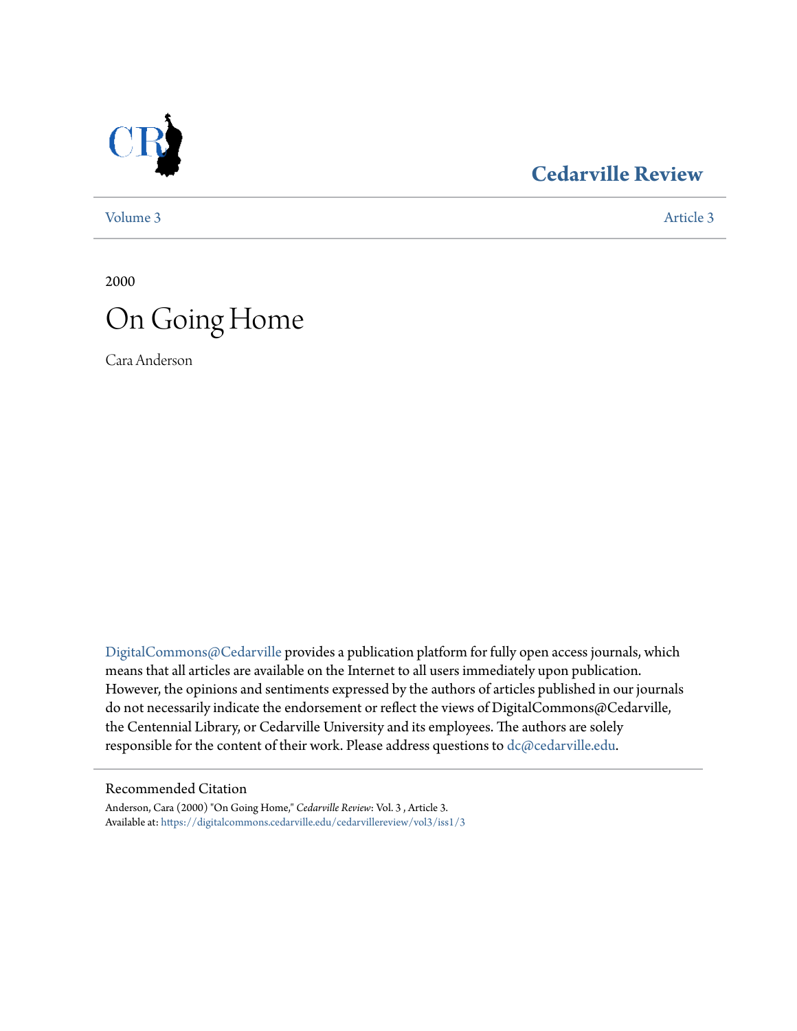# Cedarville Review

Volume 3 | Article 3

2000

# On Going Home

Cara Anderson

DigitalCommons@Cedarville provides a publication platform for fully open access journals, which means that all articles are available on the Internet to all users immediately upon publication. However, the opinions and sentiments expressed by the authors of articles published in our journals do not necessarily indicate the endorsement or reflect the views of DigitalCommons@Cedarville, the Centennial Library, or Cedarville University and its employees. The authors are solely responsible for the content of their work. Please address questions to dc@cedarville.edu.

## Recommended Citation

Anderson, Cara (2000) "On Going Home," *Cedarville Review*: Vol. 3 , Article 3.
Available at: https://digitalcommons.cedarville.edu/cedarvillereview/vol3/iss1/3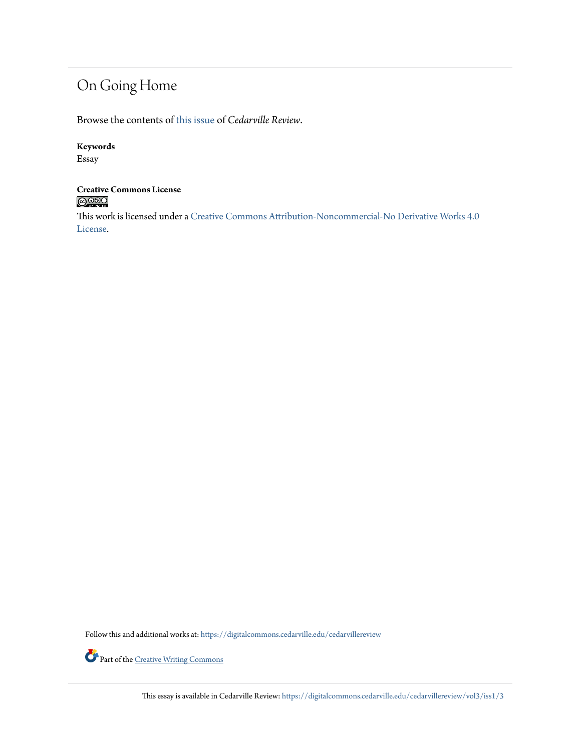# On Going Home

Browse the contents of this issue of *Cedarville Review*.

**Keywords**

Essay

**Creative Commons License**

This work is licensed under a Creative Commons Attribution-Noncommercial-No Derivative Works 4.0 License.

Follow this and additional works at: https://digitalcommons.cedarville.edu/cedarvillereview

Part of the Creative Writing Commons

This essay is available in Cedarville Review: https://digitalcommons.cedarville.edu/cedarvillereview/vol3/iss1/3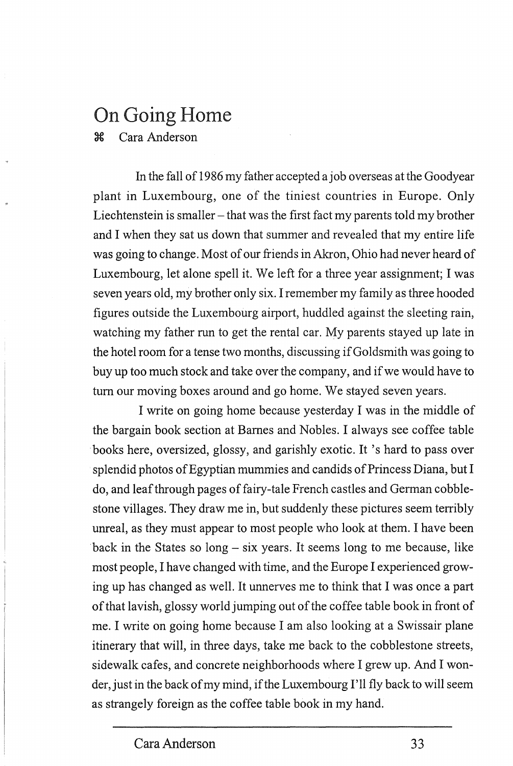# On Going Home

⌘ Cara Anderson

In the fall of 1986 my father accepted a job overseas at the Goodyear plant in Luxembourg, one of the tiniest countries in Europe. Only Liechtenstein is smaller – that was the first fact my parents told my brother and I when they sat us down that summer and revealed that my entire life was going to change. Most of our friends in Akron, Ohio had never heard of Luxembourg, let alone spell it. We left for a three year assignment; I was seven years old, my brother only six. I remember my family as three hooded figures outside the Luxembourg airport, huddled against the sleeting rain, watching my father run to get the rental car. My parents stayed up late in the hotel room for a tense two months, discussing if Goldsmith was going to buy up too much stock and take over the company, and if we would have to turn our moving boxes around and go home. We stayed seven years.

I write on going home because yesterday I was in the middle of the bargain book section at Barnes and Nobles. I always see coffee table books here, oversized, glossy, and garishly exotic. It 's hard to pass over splendid photos of Egyptian mummies and candids of Princess Diana, but I do, and leaf through pages of fairy-tale French castles and German cobblestone villages. They draw me in, but suddenly these pictures seem terribly unreal, as they must appear to most people who look at them. I have been back in the States so long – six years. It seems long to me because, like most people, I have changed with time, and the Europe I experienced growing up has changed as well. It unnerves me to think that I was once a part of that lavish, glossy world jumping out of the coffee table book in front of me. I write on going home because I am also looking at a Swissair plane itinerary that will, in three days, take me back to the cobblestone streets, sidewalk cafes, and concrete neighborhoods where I grew up. And I wonder, just in the back of my mind, if the Luxembourg I'll fly back to will seem as strangely foreign as the coffee table book in my hand.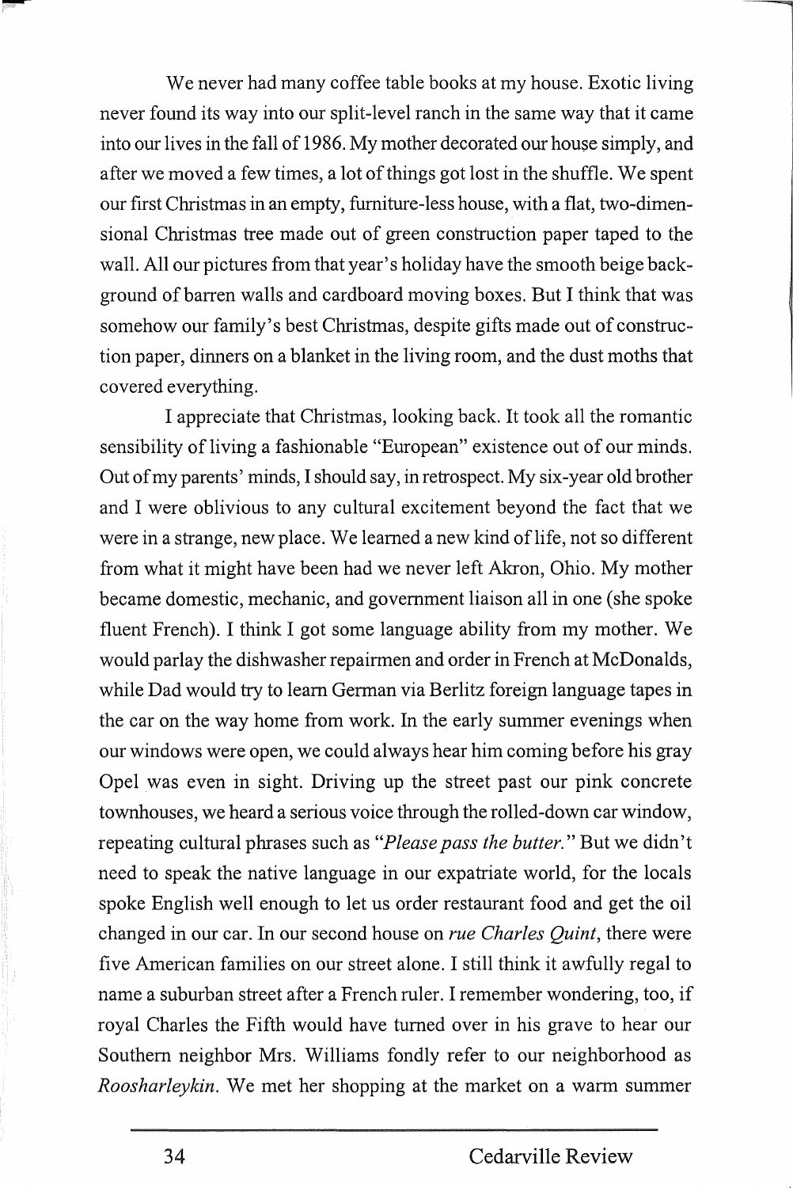We never had many coffee table books at my house. Exotic living never found its way into our split-level ranch in the same way that it came into our lives in the fall of 1986. My mother decorated our house simply, and after we moved a few times, a lot of things got lost in the shuffle. We spent our first Christmas in an empty, furniture-less house, with a flat, two-dimensional Christmas tree made out of green construction paper taped to the wall. All our pictures from that year's holiday have the smooth beige background of barren walls and cardboard moving boxes. But I think that was somehow our family's best Christmas, despite gifts made out of construction paper, dinners on a blanket in the living room, and the dust moths that covered everything.

I appreciate that Christmas, looking back. It took all the romantic sensibility of living a fashionable "European" existence out of our minds. Out of my parents' minds, I should say, in retrospect. My six-year old brother and I were oblivious to any cultural excitement beyond the fact that we were in a strange, new place. We learned a new kind of life, not so different from what it might have been had we never left Akron, Ohio. My mother became domestic, mechanic, and government liaison all in one (she spoke fluent French). I think I got some language ability from my mother. We would parlay the dishwasher repairmen and order in French at McDonalds, while Dad would try to learn German via Berlitz foreign language tapes in the car on the way home from work. In the early summer evenings when our windows were open, we could always hear him coming before his gray Opel was even in sight. Driving up the street past our pink concrete townhouses, we heard a serious voice through the rolled-down car window, repeating cultural phrases such as "*Please pass the butter.*" But we didn't need to speak the native language in our expatriate world, for the locals spoke English well enough to let us order restaurant food and get the oil changed in our car. In our second house on *rue Charles Quint*, there were five American families on our street alone. I still think it awfully regal to name a suburban street after a French ruler. I remember wondering, too, if royal Charles the Fifth would have turned over in his grave to hear our Southern neighbor Mrs. Williams fondly refer to our neighborhood as *Roosharleykin*. We met her shopping at the market on a warm summer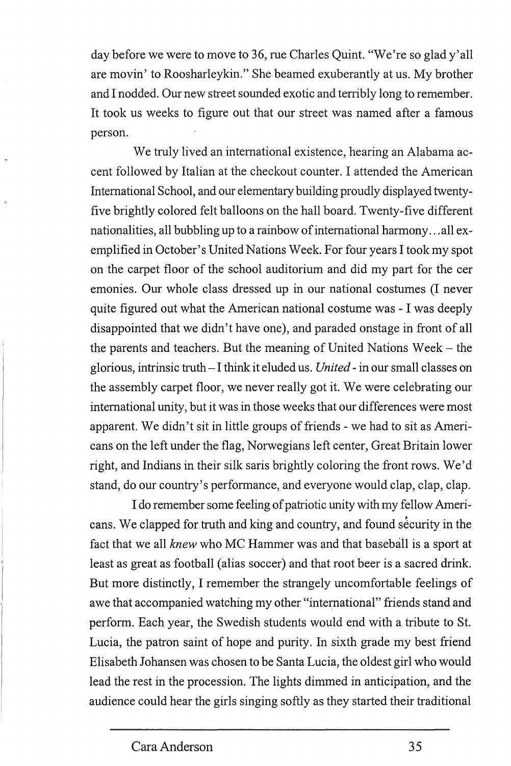day before we were to move to 36, rue Charles Quint. "We're so glad y'all are movin' to Roosharleykin." She beamed exuberantly at us. My brother and I nodded. Our new street sounded exotic and terribly long to remember. It took us weeks to figure out that our street was named after a famous person.

We truly lived an international existence, hearing an Alabama accent followed by Italian at the checkout counter. I attended the American International School, and our elementary building proudly displayed twenty-five brightly colored felt balloons on the hall board. Twenty-five different nationalities, all bubbling up to a rainbow of international harmony...all exemplified in October's United Nations Week. For four years I took my spot on the carpet floor of the school auditorium and did my part for the ceremonies. Our whole class dressed up in our national costumes (I never quite figured out what the American national costume was - I was deeply disappointed that we didn't have one), and paraded onstage in front of all the parents and teachers. But the meaning of United Nations Week – the glorious, intrinsic truth – I think it eluded us. *United* - in our small classes on the assembly carpet floor, we never really got it. We were celebrating our international unity, but it was in those weeks that our differences were most apparent. We didn't sit in little groups of friends - we had to sit as Americans on the left under the flag, Norwegians left center, Great Britain lower right, and Indians in their silk saris brightly coloring the front rows. We'd stand, do our country's performance, and everyone would clap, clap, clap.

I do remember some feeling of patriotic unity with my fellow Americans. We clapped for truth and king and country, and found security in the fact that we all *knew* who MC Hammer was and that baseball is a sport at least as great as football (alias soccer) and that root beer is a sacred drink. But more distinctly, I remember the strangely uncomfortable feelings of awe that accompanied watching my other "international" friends stand and perform. Each year, the Swedish students would end with a tribute to St. Lucia, the patron saint of hope and purity. In sixth grade my best friend Elisabeth Johansen was chosen to be Santa Lucia, the oldest girl who would lead the rest in the procession. The lights dimmed in anticipation, and the audience could hear the girls singing softly as they started their traditional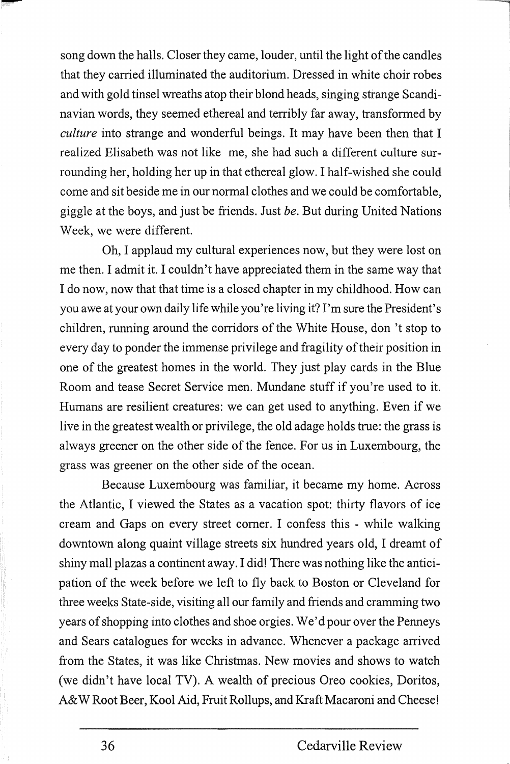song down the halls. Closer they came, louder, until the light of the candles that they carried illuminated the auditorium. Dressed in white choir robes and with gold tinsel wreaths atop their blond heads, singing strange Scandinavian words, they seemed ethereal and terribly far away, transformed by *culture* into strange and wonderful beings. It may have been then that I realized Elisabeth was not like me, she had such a different culture surrounding her, holding her up in that ethereal glow. I half-wished she could come and sit beside me in our normal clothes and we could be comfortable, giggle at the boys, and just be friends. Just *be*. But during United Nations Week, we were different.

Oh, I applaud my cultural experiences now, but they were lost on me then. I admit it. I couldn't have appreciated them in the same way that I do now, now that that time is a closed chapter in my childhood. How can you awe at your own daily life while you're living it? I'm sure the President's children, running around the corridors of the White House, don 't stop to every day to ponder the immense privilege and fragility of their position in one of the greatest homes in the world. They just play cards in the Blue Room and tease Secret Service men. Mundane stuff if you're used to it. Humans are resilient creatures: we can get used to anything. Even if we live in the greatest wealth or privilege, the old adage holds true: the grass is always greener on the other side of the fence. For us in Luxembourg, the grass was greener on the other side of the ocean.

Because Luxembourg was familiar, it became my home. Across the Atlantic, I viewed the States as a vacation spot: thirty flavors of ice cream and Gaps on every street corner. I confess this - while walking downtown along quaint village streets six hundred years old, I dreamt of shiny mall plazas a continent away. I did! There was nothing like the anticipation of the week before we left to fly back to Boston or Cleveland for three weeks State-side, visiting all our family and friends and cramming two years of shopping into clothes and shoe orgies. We'd pour over the Penneys and Sears catalogues for weeks in advance. Whenever a package arrived from the States, it was like Christmas. New movies and shows to watch (we didn't have local TV). A wealth of precious Oreo cookies, Doritos, A&W Root Beer, Kool Aid, Fruit Rollups, and Kraft Macaroni and Cheese!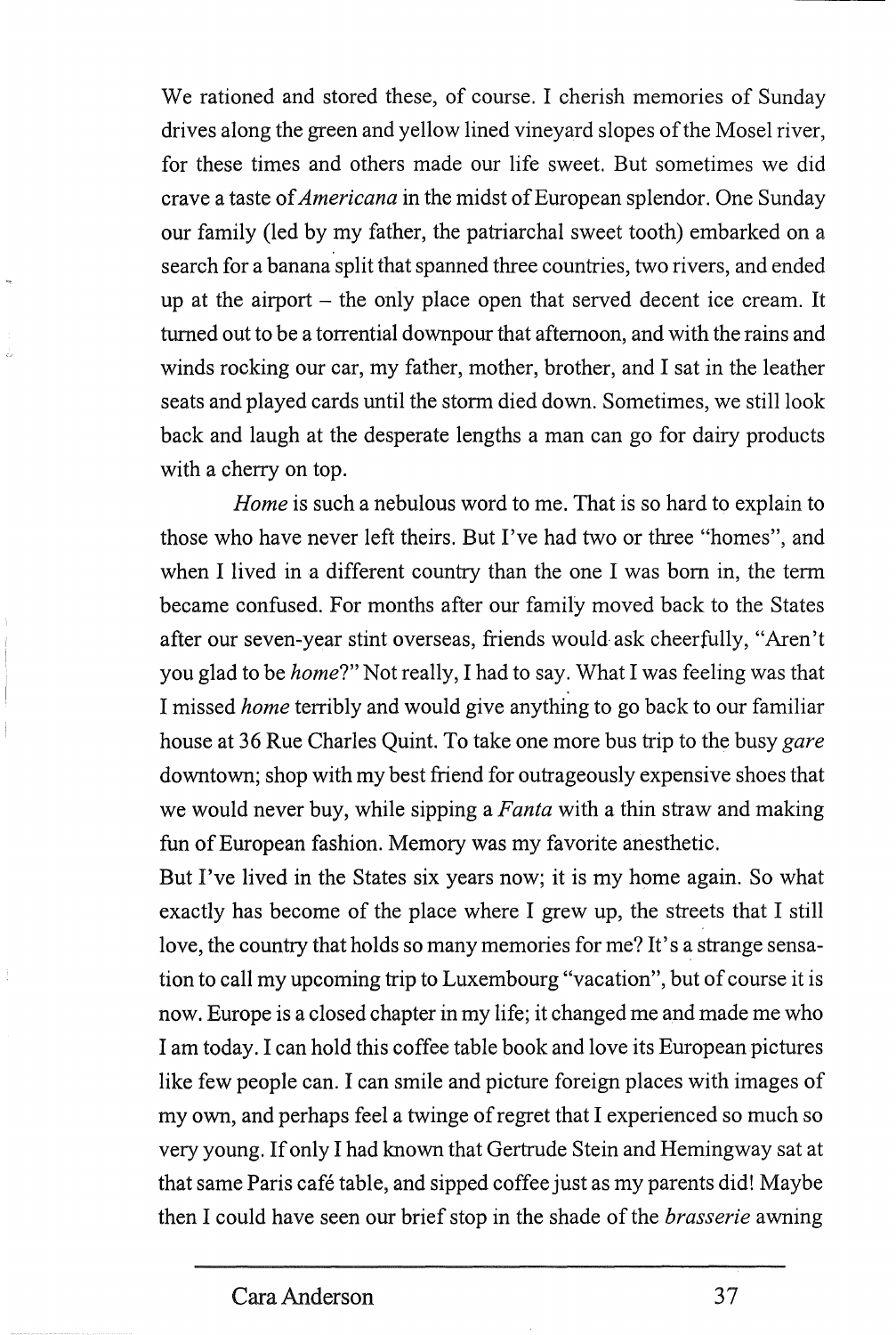We rationed and stored these, of course. I cherish memories of Sunday drives along the green and yellow lined vineyard slopes of the Mosel river, for these times and others made our life sweet. But sometimes we did crave a taste of *Americana* in the midst of European splendor. One Sunday our family (led by my father, the patriarchal sweet tooth) embarked on a search for a banana split that spanned three countries, two rivers, and ended up at the airport – the only place open that served decent ice cream. It turned out to be a torrential downpour that afternoon, and with the rains and winds rocking our car, my father, mother, brother, and I sat in the leather seats and played cards until the storm died down. Sometimes, we still look back and laugh at the desperate lengths a man can go for dairy products with a cherry on top.

*Home* is such a nebulous word to me. That is so hard to explain to those who have never left theirs. But I've had two or three "homes", and when I lived in a different country than the one I was born in, the term became confused. For months after our family moved back to the States after our seven-year stint overseas, friends would ask cheerfully, "Aren't you glad to be *home*?" Not really, I had to say. What I was feeling was that I missed *home* terribly and would give anything to go back to our familiar house at 36 Rue Charles Quint. To take one more bus trip to the busy *gare* downtown; shop with my best friend for outrageously expensive shoes that we would never buy, while sipping a *Fanta* with a thin straw and making fun of European fashion. Memory was my favorite anesthetic.

But I've lived in the States six years now; it is my home again. So what exactly has become of the place where I grew up, the streets that I still love, the country that holds so many memories for me? It's a strange sensation to call my upcoming trip to Luxembourg "vacation", but of course it is now. Europe is a closed chapter in my life; it changed me and made me who I am today. I can hold this coffee table book and love its European pictures like few people can. I can smile and picture foreign places with images of my own, and perhaps feel a twinge of regret that I experienced so much so very young. If only I had known that Gertrude Stein and Hemingway sat at that same Paris café table, and sipped coffee just as my parents did! Maybe then I could have seen our brief stop in the shade of the *brasserie* awning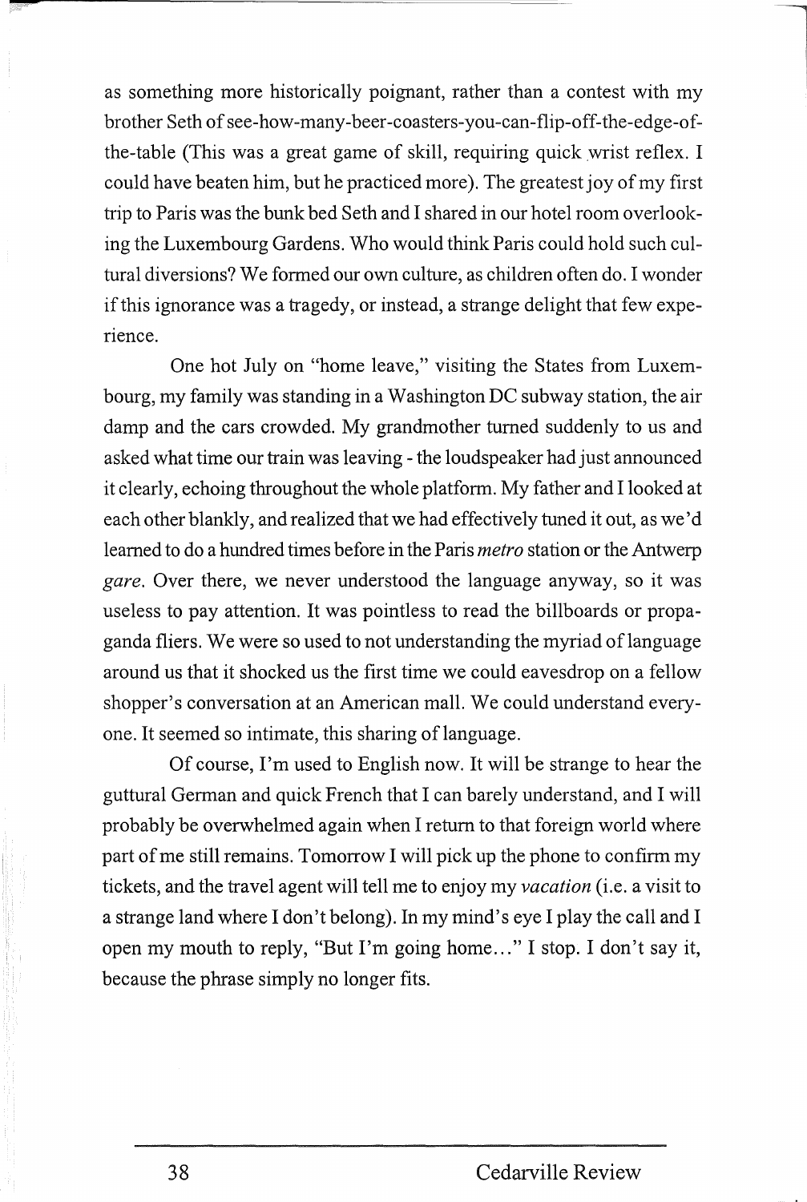as something more historically poignant, rather than a contest with my brother Seth of see-how-many-beer-coasters-you-can-flip-off-the-edge-of-the-table (This was a great game of skill, requiring quick wrist reflex. I could have beaten him, but he practiced more). The greatest joy of my first trip to Paris was the bunk bed Seth and I shared in our hotel room overlooking the Luxembourg Gardens. Who would think Paris could hold such cultural diversions? We formed our own culture, as children often do. I wonder if this ignorance was a tragedy, or instead, a strange delight that few experience.

One hot July on "home leave," visiting the States from Luxembourg, my family was standing in a Washington DC subway station, the air damp and the cars crowded. My grandmother turned suddenly to us and asked what time our train was leaving - the loudspeaker had just announced it clearly, echoing throughout the whole platform. My father and I looked at each other blankly, and realized that we had effectively tuned it out, as we'd learned to do a hundred times before in the Paris *metro* station or the Antwerp *gare*. Over there, we never understood the language anyway, so it was useless to pay attention. It was pointless to read the billboards or propaganda fliers. We were so used to not understanding the myriad of language around us that it shocked us the first time we could eavesdrop on a fellow shopper's conversation at an American mall. We could understand everyone. It seemed so intimate, this sharing of language.

Of course, I'm used to English now. It will be strange to hear the guttural German and quick French that I can barely understand, and I will probably be overwhelmed again when I return to that foreign world where part of me still remains. Tomorrow I will pick up the phone to confirm my tickets, and the travel agent will tell me to enjoy my *vacation* (i.e. a visit to a strange land where I don't belong). In my mind's eye I play the call and I open my mouth to reply, "But I'm going home…" I stop. I don't say it, because the phrase simply no longer fits.